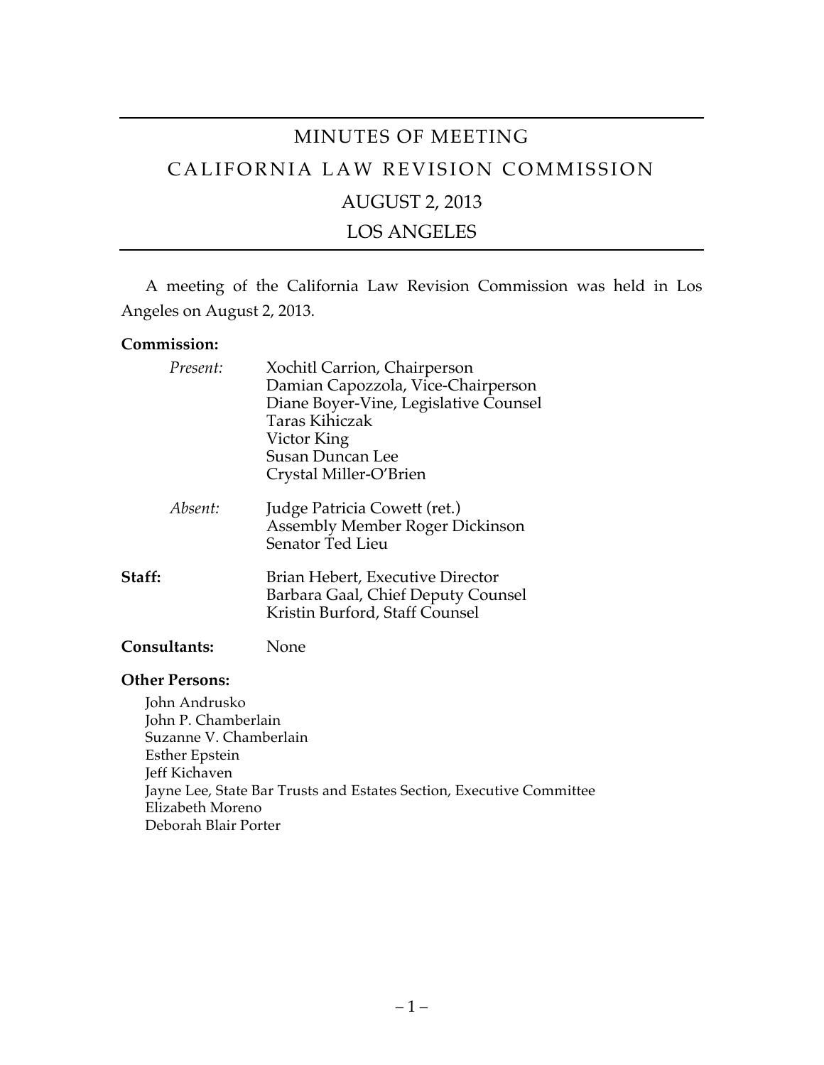# MINUTES OF MEETING

# CALIFORNIA LAW REVISION COMMISSION

## AUGUST 2, 2013

## LOS ANGELES

A meeting of the California Law Revision Commission was held in Los Angeles on August 2, 2013.

**Commission:**

*Present:*
Xochitl Carrion, Chairperson
Damian Capozzola, Vice-Chairperson
Diane Boyer-Vine, Legislative Counsel
Taras Kihiczak
Victor King
Susan Duncan Lee
Crystal Miller-O'Brien

*Absent:*
Judge Patricia Cowett (ret.)
Assembly Member Roger Dickinson
Senator Ted Lieu

**Staff:**
Brian Hebert, Executive Director
Barbara Gaal, Chief Deputy Counsel
Kristin Burford, Staff Counsel

**Consultants:** None

**Other Persons:**

John Andrusko
John P. Chamberlain
Suzanne V. Chamberlain
Esther Epstein
Jeff Kichaven
Jayne Lee, State Bar Trusts and Estates Section, Executive Committee
Elizabeth Moreno
Deborah Blair Porter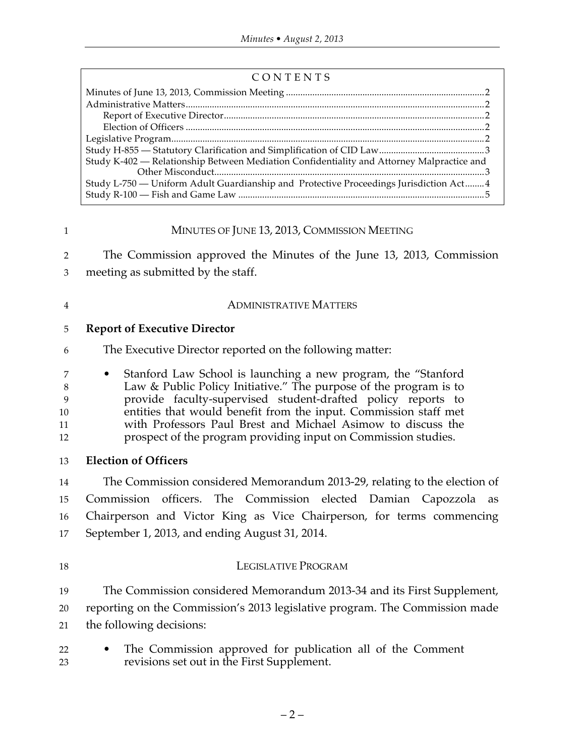CONTENTS

| | |
|---|---|
| Minutes of June 13, 2013, Commission Meeting | 2 |
| Administrative Matters | 2 |
| Report of Executive Director | 2 |
| Election of Officers | 2 |
| Legislative Program | 2 |
| Study H-855 — Statutory Clarification and Simplification of CID Law | 3 |
| Study K-402 — Relationship Between Mediation Confidentiality and Attorney Malpractice and Other Misconduct | 3 |
| Study L-750 — Uniform Adult Guardianship and Protective Proceedings Jurisdiction Act | 4 |
| Study R-100 — Fish and Game Law | 5 |

## MINUTES OF JUNE 13, 2013, COMMISSION MEETING

The Commission approved the Minutes of the June 13, 2013, Commission meeting as submitted by the staff.

## ADMINISTRATIVE MATTERS

### Report of Executive Director

The Executive Director reported on the following matter:

- Stanford Law School is launching a new program, the "Stanford Law & Public Policy Initiative." The purpose of the program is to provide faculty-supervised student-drafted policy reports to entities that would benefit from the input. Commission staff met with Professors Paul Brest and Michael Asimow to discuss the prospect of the program providing input on Commission studies.

### Election of Officers

The Commission considered Memorandum 2013-29, relating to the election of Commission officers. The Commission elected Damian Capozzola as Chairperson and Victor King as Vice Chairperson, for terms commencing September 1, 2013, and ending August 31, 2014.

## LEGISLATIVE PROGRAM

The Commission considered Memorandum 2013-34 and its First Supplement, reporting on the Commission's 2013 legislative program. The Commission made the following decisions:

- The Commission approved for publication all of the Comment revisions set out in the First Supplement.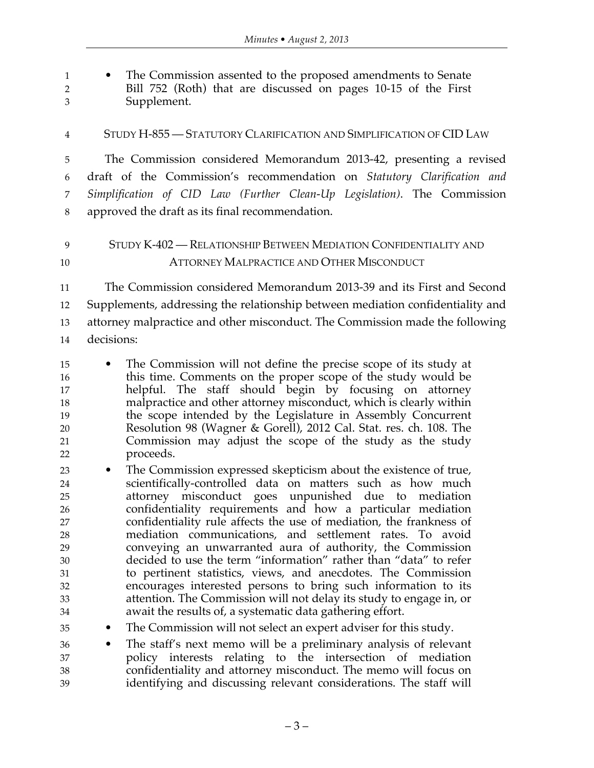- The Commission assented to the proposed amendments to Senate Bill 752 (Roth) that are discussed on pages 10-15 of the First Supplement.

## STUDY H-855 — STATUTORY CLARIFICATION AND SIMPLIFICATION OF CID LAW

The Commission considered Memorandum 2013-42, presenting a revised draft of the Commission's recommendation on *Statutory Clarification and Simplification of CID Law (Further Clean-Up Legislation)*. The Commission approved the draft as its final recommendation.

## STUDY K-402 — RELATIONSHIP BETWEEN MEDIATION CONFIDENTIALITY AND ATTORNEY MALPRACTICE AND OTHER MISCONDUCT

The Commission considered Memorandum 2013-39 and its First and Second Supplements, addressing the relationship between mediation confidentiality and attorney malpractice and other misconduct. The Commission made the following decisions:

- The Commission will not define the precise scope of its study at this time. Comments on the proper scope of the study would be helpful. The staff should begin by focusing on attorney malpractice and other attorney misconduct, which is clearly within the scope intended by the Legislature in Assembly Concurrent Resolution 98 (Wagner & Gorell), 2012 Cal. Stat. res. ch. 108. The Commission may adjust the scope of the study as the study proceeds.
- The Commission expressed skepticism about the existence of true, scientifically-controlled data on matters such as how much attorney misconduct goes unpunished due to mediation confidentiality requirements and how a particular mediation confidentiality rule affects the use of mediation, the frankness of mediation communications, and settlement rates. To avoid conveying an unwarranted aura of authority, the Commission decided to use the term "information" rather than "data" to refer to pertinent statistics, views, and anecdotes. The Commission encourages interested persons to bring such information to its attention. The Commission will not delay its study to engage in, or await the results of, a systematic data gathering effort.
- The Commission will not select an expert adviser for this study.
- The staff's next memo will be a preliminary analysis of relevant policy interests relating to the intersection of mediation confidentiality and attorney misconduct. The memo will focus on identifying and discussing relevant considerations. The staff will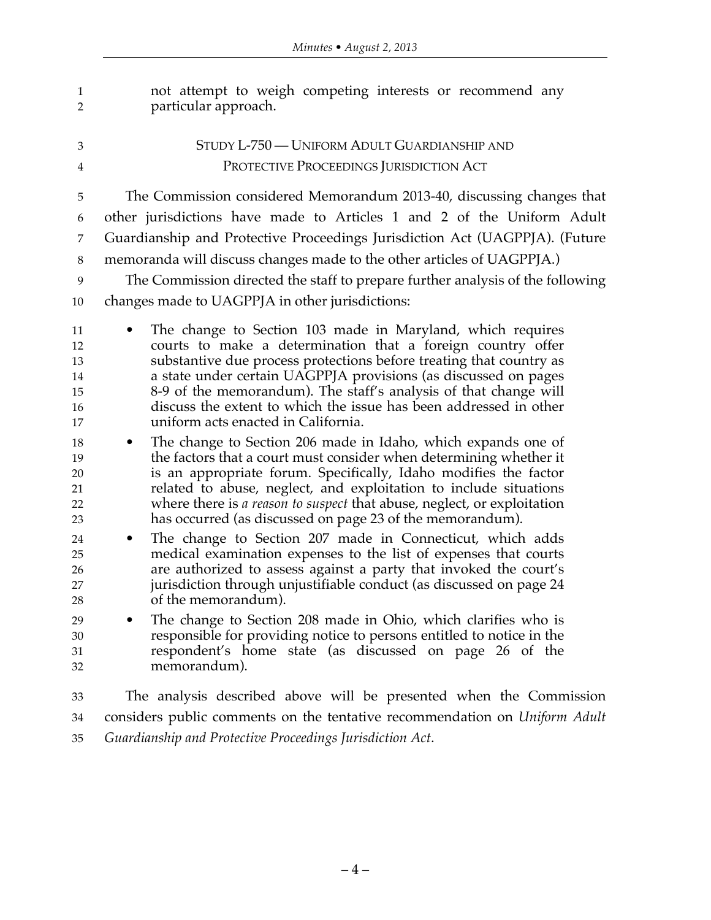not attempt to weigh competing interests or recommend any particular approach.

## STUDY L-750 — UNIFORM ADULT GUARDIANSHIP AND PROTECTIVE PROCEEDINGS JURISDICTION ACT

The Commission considered Memorandum 2013-40, discussing changes that other jurisdictions have made to Articles 1 and 2 of the Uniform Adult Guardianship and Protective Proceedings Jurisdiction Act (UAGPPJA). (Future memoranda will discuss changes made to the other articles of UAGPPJA.)

The Commission directed the staff to prepare further analysis of the following changes made to UAGPPJA in other jurisdictions:

- The change to Section 103 made in Maryland, which requires courts to make a determination that a foreign country offer substantive due process protections before treating that country as a state under certain UAGPPJA provisions (as discussed on pages 8-9 of the memorandum). The staff's analysis of that change will discuss the extent to which the issue has been addressed in other uniform acts enacted in California.
- The change to Section 206 made in Idaho, which expands one of the factors that a court must consider when determining whether it is an appropriate forum. Specifically, Idaho modifies the factor related to abuse, neglect, and exploitation to include situations where there is *a reason to suspect* that abuse, neglect, or exploitation has occurred (as discussed on page 23 of the memorandum).
- The change to Section 207 made in Connecticut, which adds medical examination expenses to the list of expenses that courts are authorized to assess against a party that invoked the court's jurisdiction through unjustifiable conduct (as discussed on page 24 of the memorandum).
- The change to Section 208 made in Ohio, which clarifies who is responsible for providing notice to persons entitled to notice in the respondent's home state (as discussed on page 26 of the memorandum).

The analysis described above will be presented when the Commission considers public comments on the tentative recommendation on *Uniform Adult Guardianship and Protective Proceedings Jurisdiction Act*.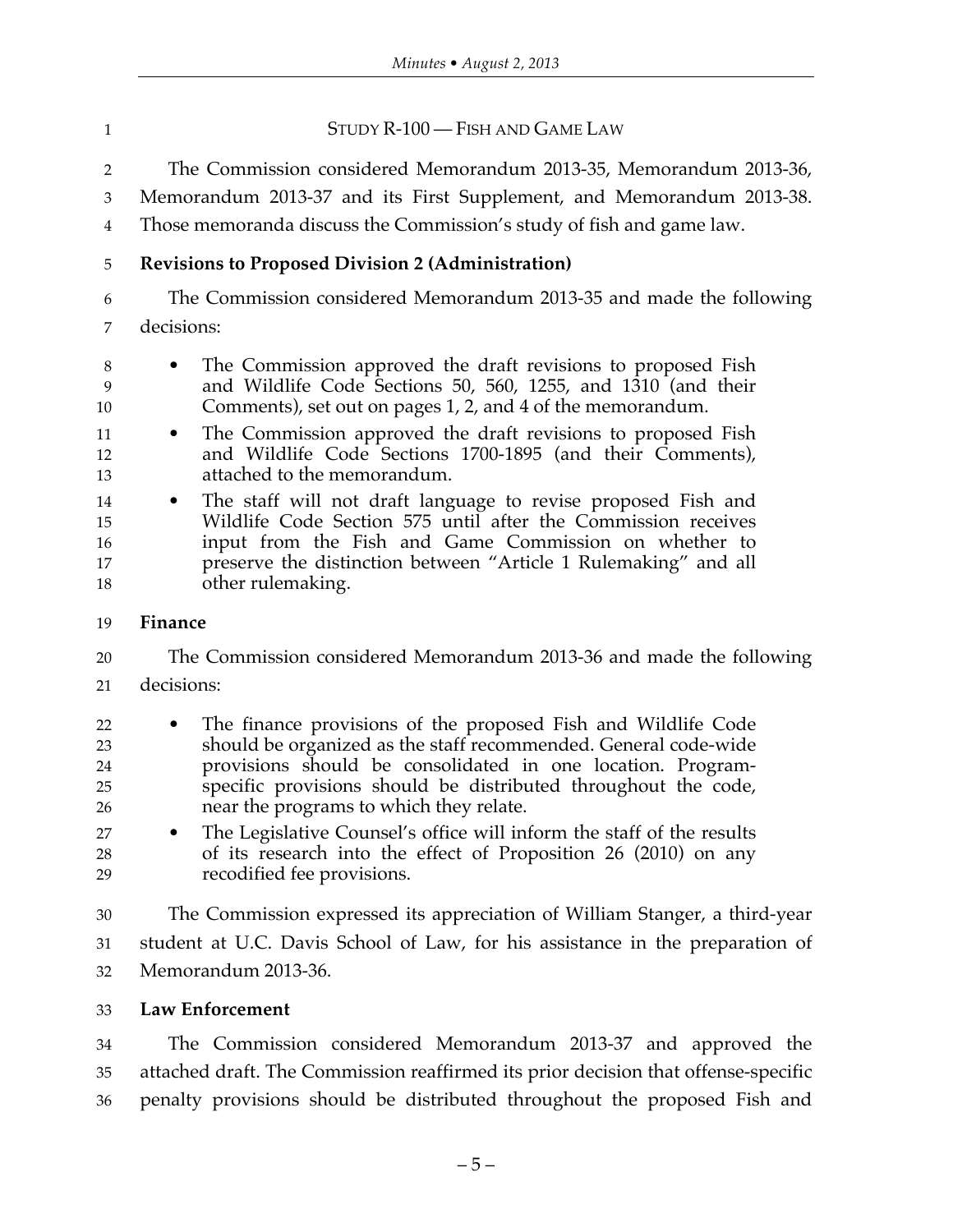## STUDY R-100 — FISH AND GAME LAW

The Commission considered Memorandum 2013-35, Memorandum 2013-36, Memorandum 2013-37 and its First Supplement, and Memorandum 2013-38. Those memoranda discuss the Commission's study of fish and game law.

**Revisions to Proposed Division 2 (Administration)**

The Commission considered Memorandum 2013-35 and made the following decisions:

- The Commission approved the draft revisions to proposed Fish and Wildlife Code Sections 50, 560, 1255, and 1310 (and their Comments), set out on pages 1, 2, and 4 of the memorandum.
- The Commission approved the draft revisions to proposed Fish and Wildlife Code Sections 1700-1895 (and their Comments), attached to the memorandum.
- The staff will not draft language to revise proposed Fish and Wildlife Code Section 575 until after the Commission receives input from the Fish and Game Commission on whether to preserve the distinction between "Article 1 Rulemaking" and all other rulemaking.

**Finance**

The Commission considered Memorandum 2013-36 and made the following decisions:

- The finance provisions of the proposed Fish and Wildlife Code should be organized as the staff recommended. General code-wide provisions should be consolidated in one location. Program-specific provisions should be distributed throughout the code, near the programs to which they relate.
- The Legislative Counsel's office will inform the staff of the results of its research into the effect of Proposition 26 (2010) on any recodified fee provisions.

The Commission expressed its appreciation of William Stanger, a third-year student at U.C. Davis School of Law, for his assistance in the preparation of Memorandum 2013-36.

**Law Enforcement**

The Commission considered Memorandum 2013-37 and approved the attached draft. The Commission reaffirmed its prior decision that offense-specific penalty provisions should be distributed throughout the proposed Fish and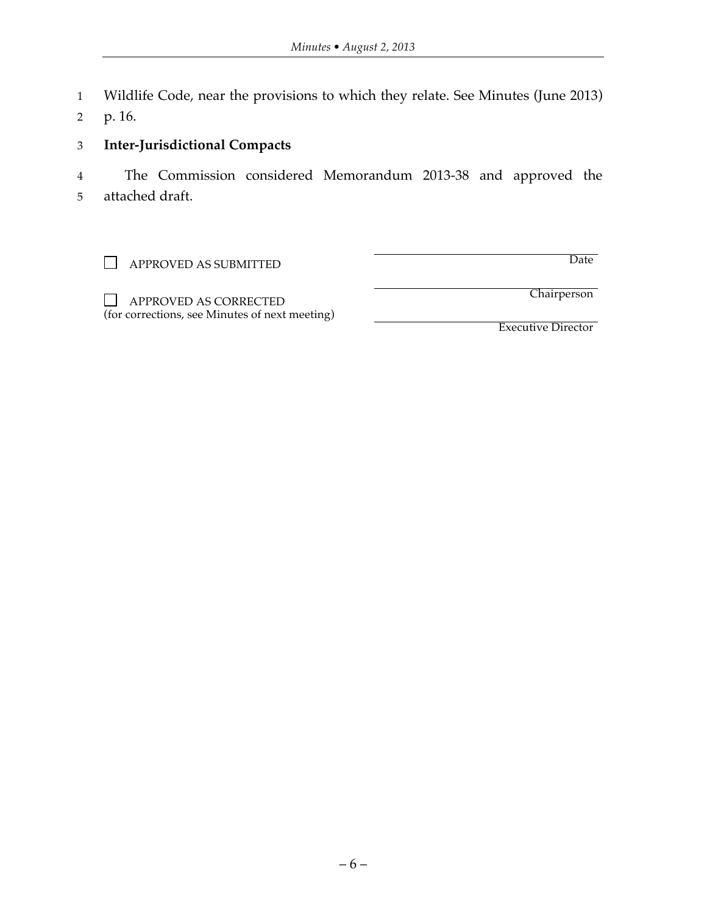Wildlife Code, near the provisions to which they relate. See Minutes (June 2013) p. 16.

**Inter-Jurisdictional Compacts**

The Commission considered Memorandum 2013-38 and approved the attached draft.

☐ APPROVED AS SUBMITTED

☐ APPROVED AS CORRECTED
(for corrections, see Minutes of next meeting)

_______________________
Date

_______________________
Chairperson

_______________________
Executive Director